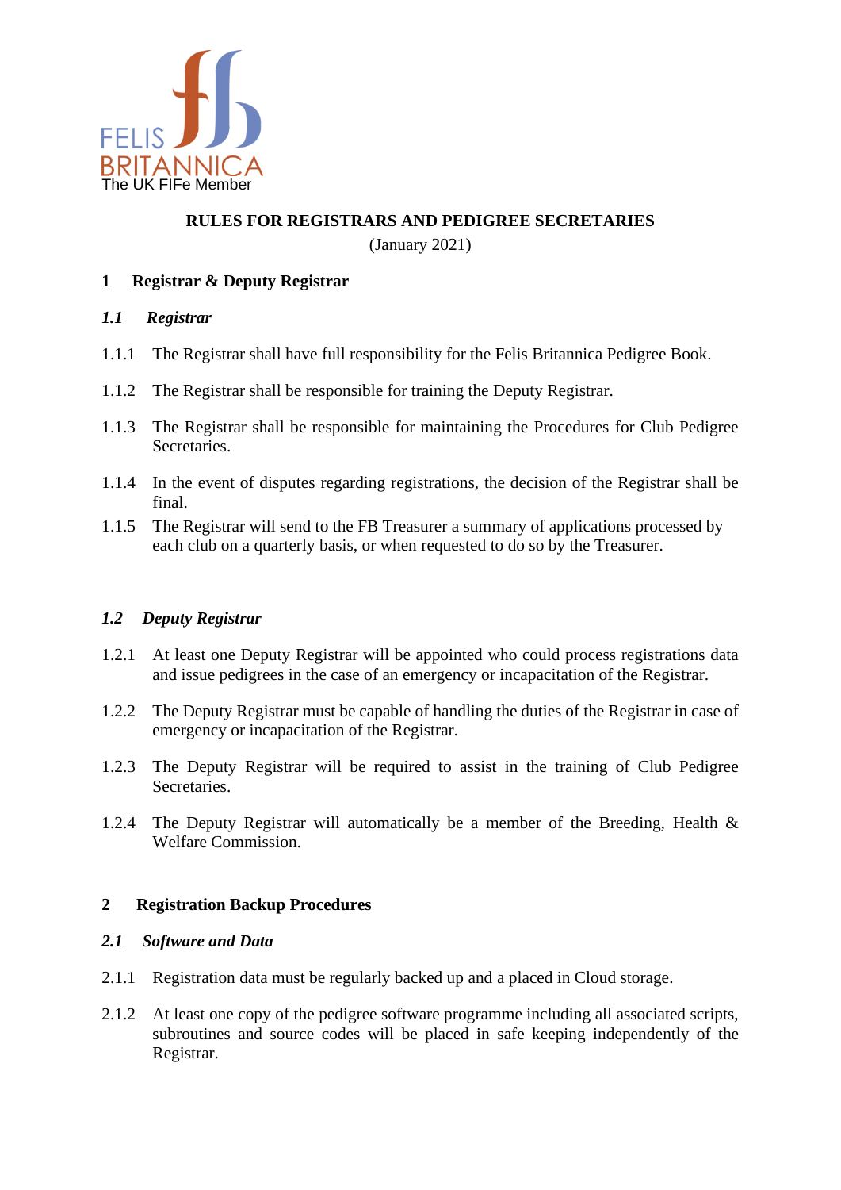FELIS BRITANNICA
The UK FIFe Member

# RULES FOR REGISTRARS AND PEDIGREE SECRETARIES

(January 2021)

## 1 Registrar & Deputy Registrar

### *1.1 Registrar*

1.1.1 The Registrar shall have full responsibility for the Felis Britannica Pedigree Book.

1.1.2 The Registrar shall be responsible for training the Deputy Registrar.

1.1.3 The Registrar shall be responsible for maintaining the Procedures for Club Pedigree Secretaries.

1.1.4 In the event of disputes regarding registrations, the decision of the Registrar shall be final.

1.1.5 The Registrar will send to the FB Treasurer a summary of applications processed by each club on a quarterly basis, or when requested to do so by the Treasurer.

### *1.2 Deputy Registrar*

1.2.1 At least one Deputy Registrar will be appointed who could process registrations data and issue pedigrees in the case of an emergency or incapacitation of the Registrar.

1.2.2 The Deputy Registrar must be capable of handling the duties of the Registrar in case of emergency or incapacitation of the Registrar.

1.2.3 The Deputy Registrar will be required to assist in the training of Club Pedigree Secretaries.

1.2.4 The Deputy Registrar will automatically be a member of the Breeding, Health & Welfare Commission.

## 2 Registration Backup Procedures

### *2.1 Software and Data*

2.1.1 Registration data must be regularly backed up and a placed in Cloud storage.

2.1.2 At least one copy of the pedigree software programme including all associated scripts, subroutines and source codes will be placed in safe keeping independently of the Registrar.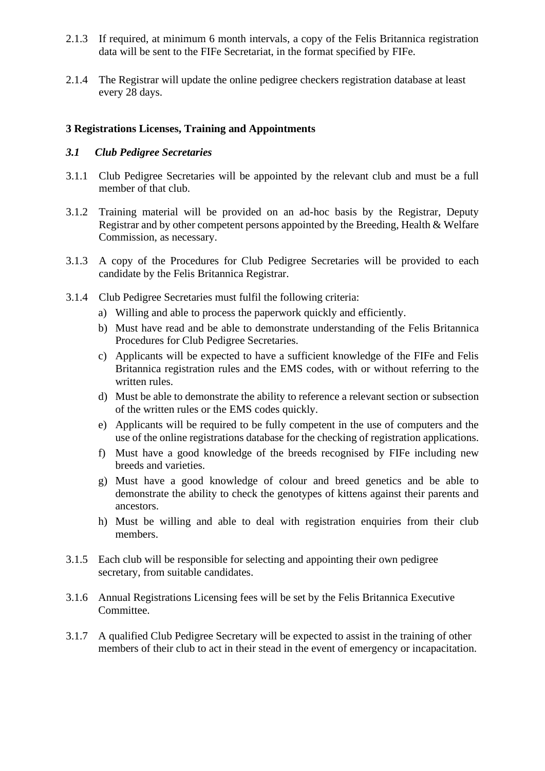2.1.3 If required, at minimum 6 month intervals, a copy of the Felis Britannica registration data will be sent to the FIFe Secretariat, in the format specified by FIFe.

2.1.4 The Registrar will update the online pedigree checkers registration database at least every 28 days.

## 3 Registrations Licenses, Training and Appointments

### *3.1 Club Pedigree Secretaries*

3.1.1 Club Pedigree Secretaries will be appointed by the relevant club and must be a full member of that club.

3.1.2 Training material will be provided on an ad-hoc basis by the Registrar, Deputy Registrar and by other competent persons appointed by the Breeding, Health & Welfare Commission, as necessary.

3.1.3 A copy of the Procedures for Club Pedigree Secretaries will be provided to each candidate by the Felis Britannica Registrar.

3.1.4 Club Pedigree Secretaries must fulfil the following criteria:

a) Willing and able to process the paperwork quickly and efficiently.
b) Must have read and be able to demonstrate understanding of the Felis Britannica Procedures for Club Pedigree Secretaries.
c) Applicants will be expected to have a sufficient knowledge of the FIFe and Felis Britannica registration rules and the EMS codes, with or without referring to the written rules.
d) Must be able to demonstrate the ability to reference a relevant section or subsection of the written rules or the EMS codes quickly.
e) Applicants will be required to be fully competent in the use of computers and the use of the online registrations database for the checking of registration applications.
f) Must have a good knowledge of the breeds recognised by FIFe including new breeds and varieties.
g) Must have a good knowledge of colour and breed genetics and be able to demonstrate the ability to check the genotypes of kittens against their parents and ancestors.
h) Must be willing and able to deal with registration enquiries from their club members.

3.1.5 Each club will be responsible for selecting and appointing their own pedigree secretary, from suitable candidates.

3.1.6 Annual Registrations Licensing fees will be set by the Felis Britannica Executive Committee.

3.1.7 A qualified Club Pedigree Secretary will be expected to assist in the training of other members of their club to act in their stead in the event of emergency or incapacitation.